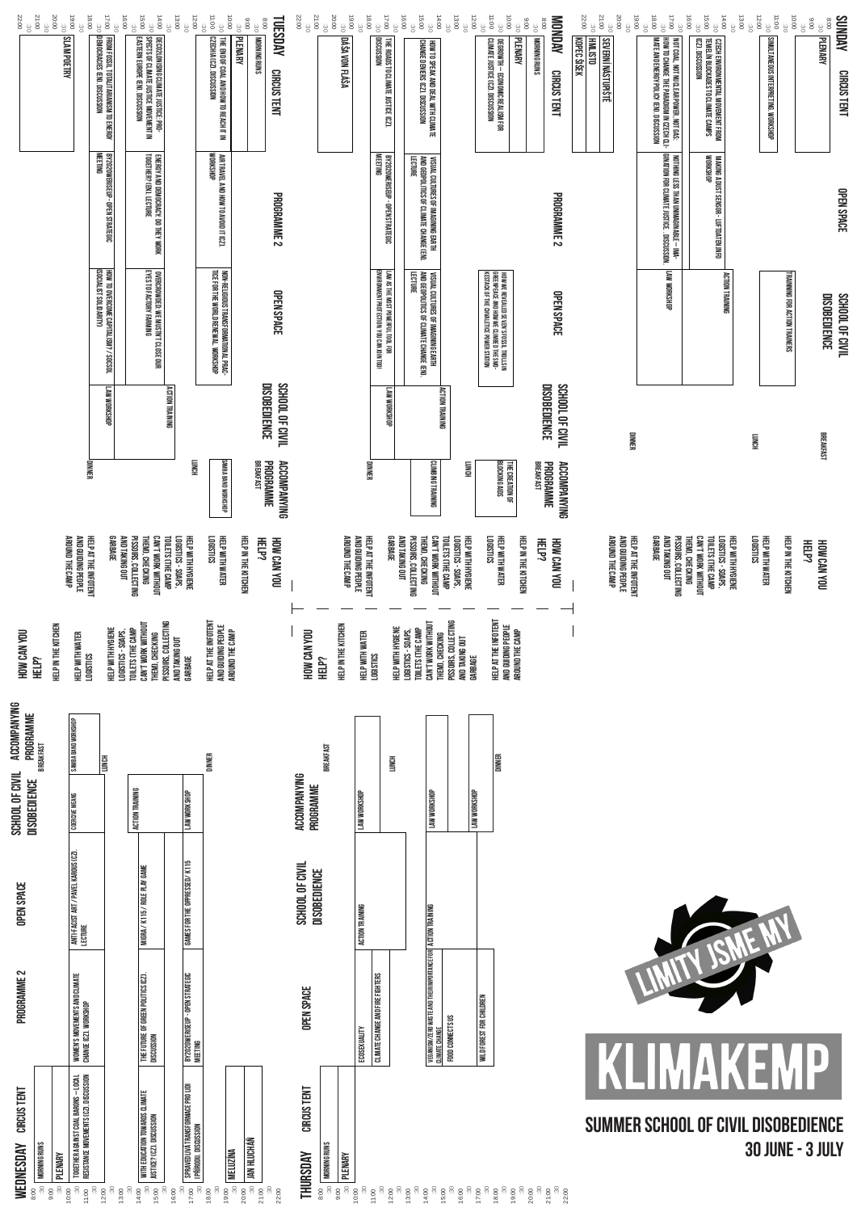# KLIMAKEMP

**LIMITY JSME MY**

## SUMMER SCHOOL OF CIVIL DISOBEDIENCE

### 30 JUNE - 3 JULY

## SUNDAY

| Time | Circus Tent | Open Space | School of Civil Disobedience |
|---|---|---|---|
| 8:00 | Plenary | | |
| 10:30 | Simultaneous interpreting workshop | | Training for action trainers |
| 14:00 | Czech environmental movement from Temelín blockades to climate camps (CZ) discussion | Making a dust sensor - Luftdaten.info workshop | Action training |
| 16:00 | Not coal, not nuclear power, not gas: how to change the paradigm in Czech climate and energy policy (EN) discussion | Nothing less than unimaginable – imagination for climate justice. Discussion. | Law workshop |
| 19:30 | Severní nástupiště | | |
| 20:30 | Hamlisto | | |
| 21:30 | Kopec Šíšek | | |

Breakfast · Lunch · Dinner

**How can you help?**
- Help in the kitchen
- Help with water logistics
- Help with hygiene logistics - soaps, toilets (the camp can't work without them), checking pissoirs, collecting and taking out garbage
- Help at the infotent and guiding people around the camp

## MONDAY

| Time | Circus Tent | Programme 2 | Open Space | School of Civil Disobedience | Accompanying Programme |
|---|---|---|---|---|---|
| 8:00 | Morning runs | | | | Breakfast |
| 9:00 | Plenary | | | | |
| 10:00 | Degrowth – economic realism for climate justice (CZ) discussion | | How we revealed ice kiwi system: Trollsin Greenpeace and how we climbed the smokestack of the Chvaletice power station | | The creation of blocking aids |
| 14:00 | How to speak and deal with climate change deniers (CZ) discussion | Visual cultures of imagining earth and geopolitics of climate change (EN) lecture | Visual cultures of imagining earth and geopolitics of climate change (EN) lecture | Action training | Climbing training |
| 16:00 | The roads to climate justice (CZ) discussion | By2020WeRiseUp - open strategic meeting | Law as the most powerful tool for environment protection (do you can join too) | Law workshop | |
| 19:00 | Dáša von Fláša | | | | |

Lunch · Dinner

**How can you help?**
- Help in the kitchen
- Help with water logistics
- Help with hygiene logistics - soaps, toilets (the camp can't work without them), checking pissoirs, collecting and taking out garbage
- Help at the infotent and guiding people around the camp

## TUESDAY

| Time | Circus Tent | Programme 2 | Open Space | School of Civil Disobedience | Accompanying Programme |
|---|---|---|---|---|---|
| 8:00 | Morning runs | | | | Breakfast |
| 9:00 | Plenary | | | | Samba band workshop |
| 10:00 | The end of coal and how to reach it in Czechia (CZ) discussion | Air travel and how to avoid it (CZ) workshop | Non-religious transformational practice for the world (EN/CZ) workshop | | |
| 14:00 | Decolonising climate justice: prospects of climate justice movement in Eastern Europe (EN) discussion | Energy and democracy: do they work together? (EN) lecture | Overshooting: we mustn't close our eyes to factory farming | Action training | |
| 16:00 | From fossil totalitarianism to energy democracies (EN) discussion | By2020WeRiseUp - open strategic meeting | How to overcome capitalism? / SocSol (socialist solidarity) | Law workshop | |
| 19:00 | Slam poetry | | | | |

Lunch · Dinner

**How can you help?**
- Help in the kitchen
- Help with water logistics
- Help with hygiene logistics - soaps, toilets (the camp can't work without them), checking pissoirs, collecting and taking out garbage
- Help at the infotent and guiding people around the camp

## WEDNESDAY

| Time | Circus Tent | Programme 2 | Open Space | School of Civil Disobedience | Accompanying Programme |
|---|---|---|---|---|---|
| 8:00 | Morning runs | | | | Breakfast |
| 9:00 | Plenary | | | | Samba band workshop |
| 10:00 | Together against coal barons – local resistance movements (CZ) discussion | Women's movements and climate change (CZ) workshop | Anti-fascist art / Pavel Kardos (CZ) lecture | Coercive means | |
| 14:00 | With education towards climate justice? (CZ) discussion | The future of green politics (CZ) discussion | Mígra / K115 / role play game | Action training | |
| 16:00 | Spravedlivá transformace pro lidi i přírodu discussion | By2020WeRiseUp - open strategic meeting | Games for the oppressed / K115 | Law workshop | |
| 19:00 | Meluzína | | | | |
| 20:30 | Jan Hlucháň | | | | |

Lunch · Dinner

**How can you help?**
- Help in the kitchen
- Help with water logistics
- Help with hygiene logistics - soaps, toilets (the camp can't work without them), checking pissoirs, collecting and taking out garbage
- Help at the infotent and guiding people around the camp

## THURSDAY

| Time | Circus Tent | Open Space | School of Civil Disobedience | Accompanying Programme |
|---|---|---|---|---|
| 8:00 | Morning runs | | | Breakfast |
| 9:00 | Plenary | | | |
| 10:00 | | Ecosexuality | Action training | Law workshop |
| 11:00 | | Climate change and firefighters | | |
| 14:00 | | Veganism, zero waste and their importance for climate change | Action training | Law workshop |
| 15:00 | | Food connects us | | |
| 16:00 | | Wild forest for children | | Law workshop |

Lunch · Dinner

**How can you help?**
- Help in the kitchen
- Help with water logistics
- Help with hygiene logistics - soaps, toilets (the camp can't work without them), checking pissoirs, collecting and taking out garbage
- Help at the infotent and guiding people around the camp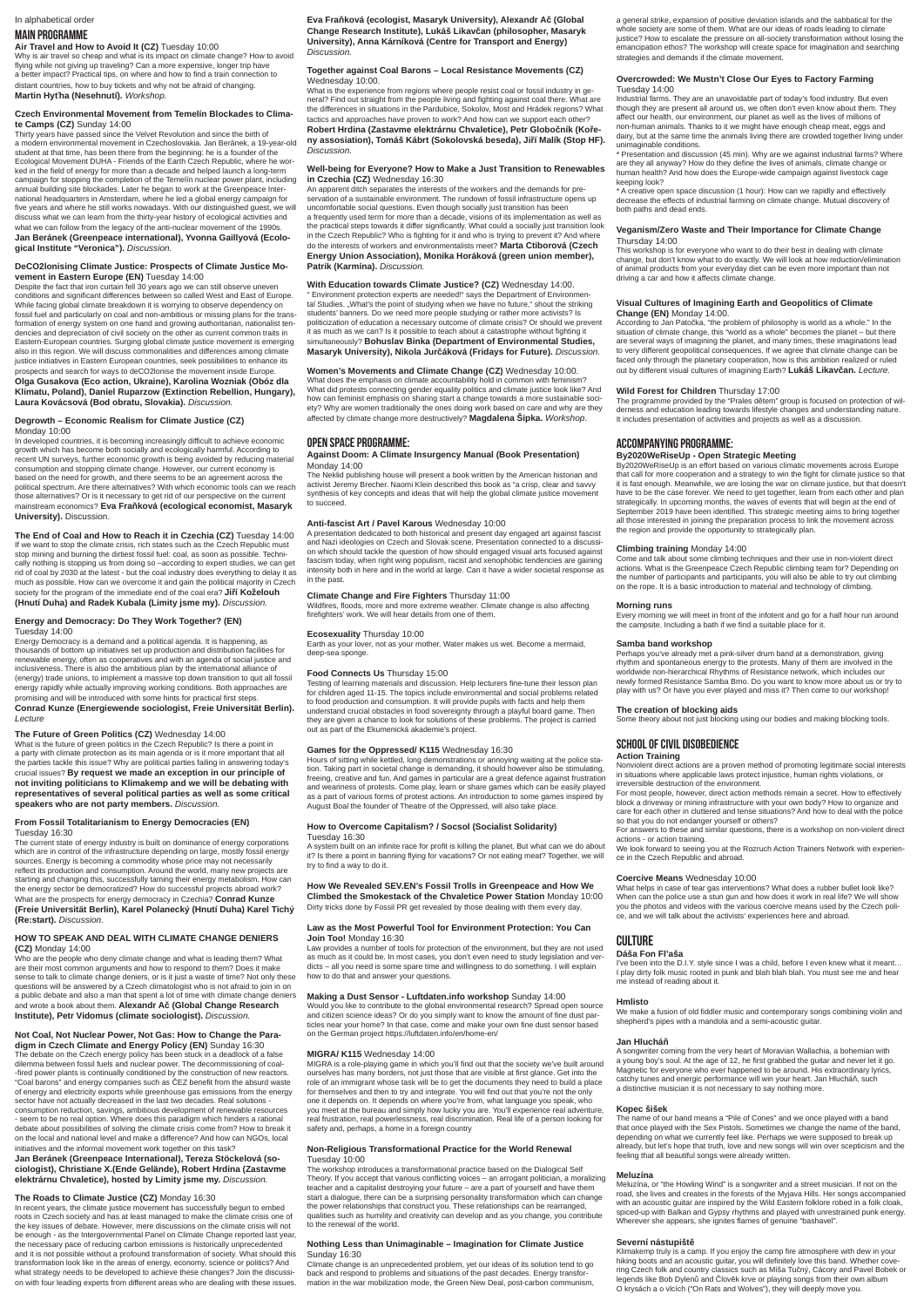In alphabetical order

## MAIN PROGRAMME

**Air Travel and How to Avoid It (CZ)** Tuesday 10:00
Why is air travel so cheap and what is its impact on climate change? How to avoid flying while not giving up traveling? Can a more expensive, longer trip have a better impact? Practical tips, on where and how to find a train connection to distant countries, how to buy tickets and why not be afraid of changing.
**Martin Hyťha (Nesehnutí).** *Workshop.*

**Czech Environmental Movement from Temelín Blockades to Climate Camps (CZ)** Sunday 14:00
Thirty years have passed since the Velvet Revolution and since the birth of a modern environmental movement in Czechoslovakia. Jan Beránek, a 19-year-old student at that time, has been there from the beginning: he is a founder of the Ecological Movement DUHA - Friends of the Earth Czech Republic, where he worked in the field of energy for more than a decade and helped launch a long-term campaign for stopping the completion of the Temelín nuclear power plant, including annual building site blockades. Later he began to work at the Greenpeace International headquarters in Amsterdam, where he led a global energy campaign for five years and where he still works nowadays. With our distinguished guest, we will discuss what we can learn from the thirty-year history of ecological activities and what we can follow from the legacy of the anti-nuclear movement of the 1990s.
**Jan Beránek (Greenpeace international), Yvonna Gaillyová (Ecological Institute "Veronica").** *Discussion.*

**DeCO2lonising Climate Justice: Prospects of Climate Justice Movement in Eastern Europe (EN)** Tuesday 14:00
Despite the fact that iron curtain fell 30 years ago we can still observe uneven conditions and significant differences between so called West and East of Europe. While facing global climate breakdown it is worrying to observe dependency on fossil fuel and particularly on coal and non-ambitious or missing plans for the transformation of energy system on one hand and growing authoritarian, nationalist tendencies and depreciation of civil society on the other as current common traits in Eastern-European countries. Surging global climate justice movement is emerging also in this region. We will discuss commonalities and differences among climate justice initiatives in Eastern European countries, seek possibilities to enhance its prospects and search for ways to deCO2lonise the movement inside Europe.
**Olga Gusakova (Eco action, Ukraine), Karolina Wozniak (Obóz dla Klimatu, Poland), Daniel Ruparzow (Extinction Rebellion, Hungary), Laura Kovácsová (Bod obratu, Slovakia).** *Discussion.*

**Degrowth – Economic Realism for Climate Justice (CZ)**
Monday 10:00
In developed countries, it is becoming increasingly difficult to achieve economic growth which has become both socially and ecologically harmful. According to recent UN surveys, further economic growth is being avoided by reducing material consumption and stopping climate change. However, our current economy is based on the need for growth, and there seems to be an agreement across the political spectrum. Are there alternatives? With which economic tools can we reach those alternatives? Or is it necessary to get rid of our perspective on the current mainstream economics? **Eva Fraňková (ecological economist, Masaryk University).** Discussion.

**The End of Coal and How to Reach it in Czechia (CZ)** Tuesday 14:00
If we want to stop the climate crisis, rich states such as the Czech Republic must stop mining and burning the dirtiest fossil fuel: coal, as soon as possible. Technically nothing is stopping us from doing so –according to expert studies, we can get rid of coal by 2030 at the latest - but the coal industry does everything to delay it as much as possible. How can we overcome it and gain the political majority in Czech society for the program of the immediate end of the coal era? **Jiří Koželouh (Hnutí Duha) and Radek Kubala (Limity jsme my).** *Discussion.*

**Energy and Democracy: Do They Work Together? (EN)**
Tuesday 14:00
Energy Democracy is a demand and a political agenda. It is happening, as thousands of bottom up initiatives set up production and distribution facilities for renewable energy, often as cooperatives and with an agenda of social justice and inclusiveness. There is also the ambitious plan by the international alliance of (energy) trade unions, to implement a massive top down transition to quit all fossil energy rapidly while actually improving working conditions. Both approaches are promising and will be introduced with some hints for practical first steps.
**Conrad Kunze (Energiewende sociologist, Freie Universität Berlin).** *Lecture*

**The Future of Green Politics (CZ)** Wednesday 14:00
What is the future of green politics in the Czech Republic? Is there a point in a party with climate protection as its main agenda or is it more important that all the parties tackle this issue? Why are political parties failing in answering today's crucial issues? **By request we made an exception in our principle of not inviting politicians to Klimakemp and we will be debating with representatives of several political parties as well as some critical speakers who are not party members.** *Discussion.*

**From Fossil Totalitarianism to Energy Democracies (EN)**
Tuesday 16:30
The current state of energy industry is built on dominance of energy corporations which are in control of the infrastructure depending on large, mostly fossil energy sources. Energy is becoming a commodity whose price may not necessarily reflect its production and consumption. Around the world, many new projects are starting and changing this, successfully taming their energy metabolism. How can the energy sector be democratized? How do successful projects abroad work? What are the prospects for energy democracy in Czechia? **Conrad Kunze (Freie Universität Berlin), Karel Polanecký (Hnutí Duha) Karel Tichý (Re:start).** *Discussion.*

**HOW TO SPEAK AND DEAL WITH CLIMATE CHANGE DENIERS (CZ)** Monday 14:00
Who are the people who deny climate change and what is leading them? What are their most common arguments and how to respond to them? Does it make sense to talk to climate change deniers, or is it just a waste of time? Not only these questions will be answered by a Czech climatologist who is not afraid to join in on a public debate and also a man that spent a lot of time with climate change deniers and wrote a book about them. **Alexandr Ač (Global Change Research Institute), Petr Vidomus (climate sociologist).** *Discussion.*

**Not Coal, Not Nuclear Power, Not Gas: How to Change the Paradigm in Czech Climate and Energy Policy (EN)** Sunday 16:30
The debate on the Czech energy policy has been stuck in a deadlock of a false dilemma between fossil fuels and nuclear power. The decommissioning of coal-fired power plants is continually conditioned by the construction of new reactors. "Coal barons" and energy companies such as ČEZ benefit from the absurd waste of energy and electricity exports while greenhouse gas emissions from the energy sector have not actually decreased in the last two decades. Real solutions - consumption reduction, savings, ambitious development of renewable resources - seem to be no real option. Where does this paradigm which hinders a rational debate about possibilities of solving the climate crisis come from? How to break it on the local and national level and make a difference? And how can NGOs, local initiatives and the informal movement work together on this task?
**Jan Beránek (Greenpeace International), Tereza Stöckelová (sociologist), Christiane X.(Ende Gelände), Robert Hrdina (Zastavme elektrárnu Chvaletice), hosted by Limity jsme my.** *Discussion.*

**The Roads to Climate Justice (CZ)** Monday 16:30
In recent years, the climate justice movement has successfully begun to embed roots in Czech society and has at least managed to make the climate crisis one of the key issues of debate. However, mere discussions on the climate crisis will not be enough - as the Intergovernmental Panel on Climate Change reported last year, the necessary pace of reducing carbon emissions is historically unprecedented and it is not possible without a profound transformation of society. What should this transformation look like in the areas of energy, economy, science or politics? And what strategy needs to be developed to achieve these changes? Join the discussion with four leading experts from different areas who are dealing with these issues.
**Eva Fraňková (ecologist, Masaryk University), Alexandr Ač (Global Change Research Institute), Lukáš Likavčan (philosopher, Masaryk University), Anna Kárníková (Centre for Transport and Energy)** *Discussion.*

**Together against Coal Barons – Local Resistance Movements (CZ)** Wednesday 10:00.
What is the experience from regions where people resist coal or fossil industry in general? Find out straight from the people living and fighting against coal there. What are the differences in situations in the Pardubice, Sokolov, Most and Hrádek regions? What tactics and approaches have proven to work? And how can we support each other? **Robert Hrdina (Zastavme elektrárnu Chvaletice), Petr Globočník (Kořeny assosiation), Tomáš Kábrt (Sokolovská beseda), Jiří Malík (Stop HF).** *Discussion.*

**Well-being for Everyone? How to Make a Just Transition to Renewables in Czechia (CZ)** Wednesday 16:30
An apparent ditch separates the interests of the workers and the demands for preservation of a sustainable environment. The rundown of fossil infrastructure opens up uncomfortable social questions. Even though socially just transition has been a frequently used term for more than a decade, visions of its implementation as well as the practical steps towards it differ significantly. What could a socially just transition look in the Czech Republic? Who is fighting for it and who is trying to prevent it? And where do the interests of workers and environmentalists meet? **Marta Ctiborová (Czech Energy Union Association), Monika Horáková (green union member), Patrik (Karmina).** *Discussion.*

**With Education towards Climate Justice? (CZ)** Wednesday 14:00.
" Environment protection experts are needed!" says the Department of Environmental Studies. „What's the point of studying when we have no future," shout the striking students' banners. Do we need more people studying or rather more activists? Is politicization of education a necessary outcome of climate crisis? Or should we prevent it as much as we can? Is it possible to teach about a catastrophe without fighting it simultaneously? **Bohuslav Binka (Department of Environmental Studies, Masaryk University), Nikola Jurčáková (Fridays for Future).** *Discussion.*

**Women's Movements and Climate Change (CZ)** Wednesday 10:00.
What does the emphasis on climate accountability hold in common with feminism? What did protests connecting gender equality politics and climate justice look like? And how can feminist emphasis on sharing start a change towards a more sustainable society? Why are women traditionally the ones doing work based on care and why are they affected by climate change more destructively? **Magdalena Šipka.** *Workshop.*

## OPEN SPACE PROGRAMME:

**Against Doom: A Climate Insurgency Manual (Book Presentation)**
Monday 14:00
The Neklid publishing house will present a book written by the American historian and activist Jeremy Brecher. Naomi Klein described this book as "a crisp, clear and savvy synthesis of key concepts and ideas that will help the global climate justice movement to succeed.

**Anti-fascist Art / Pavel Karous** Wednesday 10:00
A presentation dedicated to both historical and present day engaged art against fascist and Nazi ideologies on Czech and Slovak scene. Presentation connected to a discussion which should tackle the question of how should engaged visual arts focused against fascism today, when right wing populism, racist and xenophobic tendencies are gaining intensity both in here and in the world at large. Can it have a wider societal response as in the past.

**Climate Change and Fire Fighters** Thursday 11:00
Wildfires, floods, more and more extreme weather. Climate change is also affecting firefighters' work. We will hear details from one of them.

**Ecosexuality** Thursday 10:00
Earth as your lover, not as your mother. Water makes us wet. Become a mermaid, deep-sea sponge.

**Food Connects Us** Thursday 15:00
Testing of learning materials and discussion. Help lecturers fine-tune their lesson plan for children aged 11-15. The topics include environmental and social problems related to food production and consumption. It will provide pupils with facts and help them understand crucial obstacles in food sovereignty through a playful board game. Then they are given a chance to look for solutions of these problems. The project is carried out as part of the Ekumenická akademie's project.

**Games for the Oppressed/ K115** Wednesday 16:30
Hours of sitting while kettled, long demonstrations or annoying waiting at the police station. Taking part in societal change is demanding, it should however also be stimulating, freeing, creative and fun. And games in particular are a great defence against frustration and weariness of protests. Come play, learn or share games which can be easily played as a part of various forms of protest actions. An introduction to some games inspired by August Boal the founder of Theatre of the Oppressed, will also take place.

**How to Overcome Capitalism? / Socsol (Socialist Solidarity)**
Tuesday 16:30
A system built on an infinite race for profit is killing the planet. But what can we do about it? Is there a point in banning flying for vacations? Or not eating meat? Together, we will try to find a way to do it.

**How We Revealed SEV.EN's Fossil Trolls in Greenpeace and How We Climbed the Smokestack of the Chvaletice Power Station** Monday 10:00
Dirty tricks done by Fossil PR get revealed by those dealing with them every day.

**Law as the Most Powerful Tool for Environment Protection: You Can Join Too!** Monday 16:30
Law provides a number of tools for protection of the environment, but they are not used as much as it could be. In most cases, you don't even need to study legislation and verdicts – all you need is some spare time and willingness to do something. I will explain how to do that and answer your questions.

**Making a Dust Sensor - Luftdaten.info workshop** Sunday 14:00
Would you like to contribute to the global environmental research? Spread open source and citizen science ideas? Or do you simply want to know the amount of fine dust particles near your home? In that case, come and make your own fine dust sensor based on the German project https://luftdaten.info/en/home-en/

**MIGRA/ K115** Wednesday 14:00
MIGRA is a role-playing game in which you'll find out that the society we've built around ourselves has many borders, not just those that are visible at first glance. Get into the role of an immigrant whose task will be to get the documents they need to build a place for themselves and then to try and integrate. You will find out that you're not the only one it depends on. It depends on where you're from, what language you speak, who you meet at the bureau and simply how lucky you are. You'll experience real adventure, real frustration, real powerlessness, real discrimination. Real life of a person looking for safety and, perhaps, a home in a foreign country

**Non-Religious Transformational Practice for the World Renewal**
Tuesday 10:00
The workshop introduces a transformational practice based on the Dialogical Self Theory. If you accept that various conflicting voices – an arrogant politician, a moralizing teacher and a capitalist destroying your future – are a part of yourself and have them start a dialogue, there can be a surprising personality transformation which can change the power relationships that construct you. These relationships can be rearranged, qualities such as humility and creativity can develop and as you change, you contribute to the renewal of the world.

**Nothing Less than Unimaginable – Imagination for Climate Justice**
Sunday 16:30
Climate change is an unprecedented problem, yet our ideas of its solution tend to go back and respond to problems and situations of the past decades. Energy transformation in the war mobilization mode, the Green New Deal, post-carbon communism, a general strike, expansion of positive deviation islands and the sabbatical for the whole society are some of them. What are our ideas of roads leading to climate justice? How to escalate the pressure on all-society transformation without losing the emancipation ethos? The workshop will create space for imagination and searching strategies and demands if the climate movement.

**Overcrowded: We Mustn't Close Our Eyes to Factory Farming**
Tuesday 14:00
Industrial farms. They are an unavoidable part of today's food industry. But even though they are present all around us, we often don't even know about them. They affect our health, our environment, our planet as well as the lives of millions of non-human animals. Thanks to it we might have enough cheap meat, eggs and dairy, but at the same time the animals living there are crowded together living under unimaginable conditions.
* Presentation and discussion (45 min). Why are we against industrial farms? Where are they all anyway? How do they define the lives of animals, climate change or human health? And how does the Europe-wide campaign against livestock cage keeping look?
* A creative open space discussion (1 hour): How can we rapidly and effectively decrease the effects of industrial farming on climate change. Mutual discovery of both paths and dead ends.

**Veganism/Zero Waste and Their Importance for Climate Change**
Thursday 14:00
This workshop is for everyone who want to do their best in dealing with climate change, but don't know what to do exactly. We will look at how reduction/elimination of animal products from your everyday diet can be even more important than not driving a car and how it affects climate change.

**Visual Cultures of Imagining Earth and Geopolitics of Climate Change (EN)** Monday 14:00.
According to Jan Patočka, "the problem of philosophy is world as a whole." In the situation of climate change, this "world as a whole" becomes the planet – but there are several ways of imagining the planet, and many times, these imaginations lead to very different geopolitical consequences. If we agree that climate change can be faced only through the planetary cooperation, how is this ambition realized or ruled out by different visual cultures of imagining Earth? **Lukáš Likavčan.** *Lecture.*

**Wild Forest for Children** Thursday 17:00
The programme provided by the "Prales dětem" group is focused on protection of wilderness and education leading towards lifestyle changes and understanding nature. It includes presentation of activities and projects as well as a discussion.

## ACCOMPANYING PROGRAMME:

**By2020WeRiseUp - Open Strategic Meeting**
By2020WeRiseUp is an effort based on various climatic movements across Europe that call for more cooperation and a strategy to win the fight for climate justice so that it is fast enough. Meanwhile, we are losing the war on climate justice, but that doesn't have to be the case forever. We need to get together, learn from each other and plan strategically. In upcoming months, the waves of events that will begin at the end of September 2019 have been identified. This strategic meeting aims to bring together all those interested in joining the preparation process to link the movement across the region and provide the opportunity to strategically plan.

**Climbing training** Monday 14:00
Come and talk about some climbing techniques and their use in non-violent direct actions. What is the Greenpeace Czech Republic climbing team for? Depending on the number of participants and participants, you will also be able to try out climbing on the rope. It is a basic introduction to material and technology of climbing.

**Morning runs**
Every morning we will meet in front of the infotent and go for a half hour run around the campsite. Including a bath if we find a suitable place for it.

**Samba band workshop**
Perhaps you've already met a pink-silver drum band at a demonstration, giving rhythm and spontaneous energy to the protests. Many of them are involved in the worldwide non-hierarchical Rhythms of Resistance network, which includes our newly formed Resistance Samba Brno. Do you want to know more about us or try to play with us? Or have you ever played and miss it? Then come to our workshop!

**The creation of blocking aids**
Some theory about not just blocking using our bodies and making blocking tools.

## SCHOOL OF CIVIL DISOBEDIENCE

**Action Training**
Nonviolent direct actions are a proven method of promoting legitimate social interests in situations where applicable laws protect injustice, human rights violations, or irreversible destruction of the environment.
For most people, however, direct action methods remain a secret. How to effectively block a driveway or mining infrastructure with your own body? How to organize and care for each other in cluttered and tense situations? And how to deal with the police so that you do not endanger yourself or others?
For answers to these and similar questions, there is a workshop on non-violent direct actions - or action training.
We look forward to seeing you at the Rozruch Action Trainers Network with experience in the Czech Republic and abroad.

**Coercive Means** Wednesday 10:00
What helps in case of tear gas interventions? What does a rubber bullet look like? When can the police use a stun gun and how does it work in real life? We will show you the photos and videos with the various coercive means used by the Czech police, and we will talk about the activists' experiences here and abroad.

## CULTURE

**Dáša Fon Fľaša**
I've been into the D.I.Y. style since I was a child, before I even knew what it meant… I play dirty folk music rooted in punk and blah blah blah. You must see me and hear me instead of reading about it.

**Hmlisto**
We make a fusion of old fiddler music and contemporary songs combining violin and shepherd's pipes with a mandola and a semi-acoustic guitar.

**Jan Hlucháň**
A songwriter coming from the very heart of Moravian Wallachia, a bohemian with a young boy's soul. At the age of 12, he first grabbed the guitar and never let it go. Magnetic for everyone who ever happened to be around. His extraordinary lyrics, catchy tunes and energic performance will win your heart. Jan Hlucháň, such a distinctive musician it is not necessary to say nothing more.

**Kopec šišek**
The name of our band means a "Pile of Cones" and we once played with a band that once played with the Sex Pistols. Sometimes we change the name of the band, depending on what we currently feel like. Perhaps we were supposed to break up already, but let's hope that truth, love and new songs will win over scepticism and the feeling that all beautiful songs were already written.

**Meluzína**
Meluzína, or "the Howling Wind" is a songwriter and a street musician. If not on the road, she lives and creates in the forests of the Myjava Hills. Her songs accompanied with an acoustic guitar are inspired by the Wild Eastern folklore robed in a folk cloak, spiced-up with Balkan and Gypsy rhythms and played with unrestrained punk energy. Wherever she appears, she ignites flames of genuine "bashavel".

**Severní nástupiště**
Klimakemp truly is a camp. If you enjoy the camp fire atmosphere with dew in your hiking boots and an acoustic guitar, you will definitely love this band. Whether covering Czech folk and country classics such as Miša Tučný, Cácory and Pavel Bobek or legends like Bob Dylenů and Člověk krve or playing songs from their own album O krysách a o vlcích ("On Rats and Wolves"), they will deeply move you.